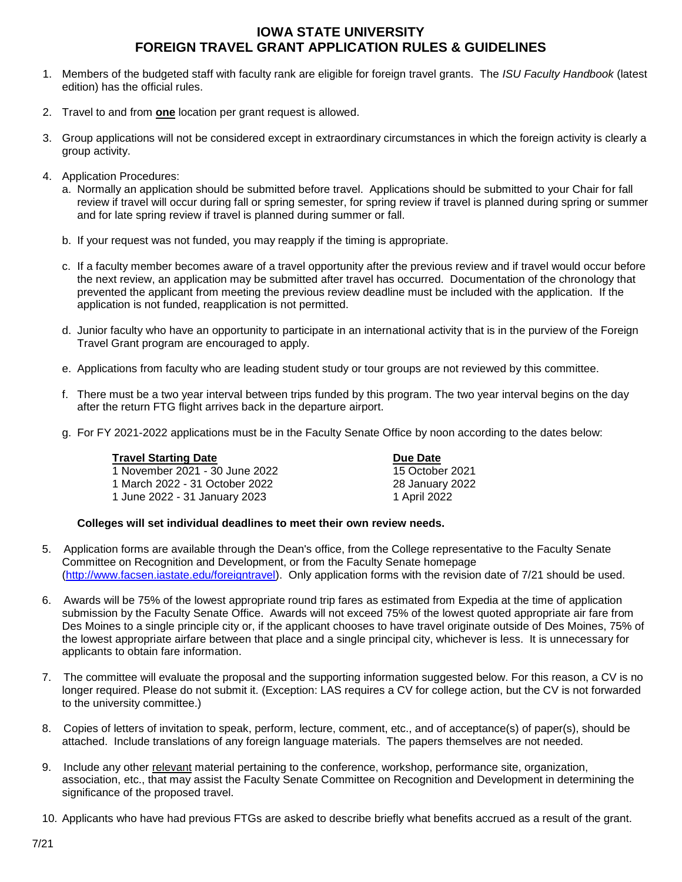# IOWA STATE UNIVERSITY
# FOREIGN TRAVEL GRANT APPLICATION RULES & GUIDELINES

1. Members of the budgeted staff with faculty rank are eligible for foreign travel grants. The *ISU Faculty Handbook* (latest edition) has the official rules.

2. Travel to and from **one** location per grant request is allowed.

3. Group applications will not be considered except in extraordinary circumstances in which the foreign activity is clearly a group activity.

4. Application Procedures:

   a. Normally an application should be submitted before travel. Applications should be submitted to your Chair for fall review if travel will occur during fall or spring semester, for spring review if travel is planned during spring or summer and for late spring review if travel is planned during summer or fall.

   b. If your request was not funded, you may reapply if the timing is appropriate.

   c. If a faculty member becomes aware of a travel opportunity after the previous review and if travel would occur before the next review, an application may be submitted after travel has occurred. Documentation of the chronology that prevented the applicant from meeting the previous review deadline must be included with the application. If the application is not funded, reapplication is not permitted.

   d. Junior faculty who have an opportunity to participate in an international activity that is in the purview of the Foreign Travel Grant program are encouraged to apply.

   e. Applications from faculty who are leading student study or tour groups are not reviewed by this committee.

   f. There must be a two year interval between trips funded by this program. The two year interval begins on the day after the return FTG flight arrives back in the departure airport.

   g. For FY 2021-2022 applications must be in the Faculty Senate Office by noon according to the dates below:

   | Travel Starting Date | Due Date |
   |---|---|
   | 1 November 2021 - 30 June 2022 | 15 October 2021 |
   | 1 March 2022 - 31 October 2022 | 28 January 2022 |
   | 1 June 2022 - 31 January 2023 | 1 April 2022 |

   **Colleges will set individual deadlines to meet their own review needs.**

5. Application forms are available through the Dean's office, from the College representative to the Faculty Senate Committee on Recognition and Development, or from the Faculty Senate homepage (http://www.facsen.iastate.edu/foreigntravel). Only application forms with the revision date of 7/21 should be used.

6. Awards will be 75% of the lowest appropriate round trip fares as estimated from Expedia at the time of application submission by the Faculty Senate Office. Awards will not exceed 75% of the lowest quoted appropriate air fare from Des Moines to a single principle city or, if the applicant chooses to have travel originate outside of Des Moines, 75% of the lowest appropriate airfare between that place and a single principal city, whichever is less. It is unnecessary for applicants to obtain fare information.

7. The committee will evaluate the proposal and the supporting information suggested below. For this reason, a CV is no longer required. Please do not submit it. (Exception: LAS requires a CV for college action, but the CV is not forwarded to the university committee.)

8. Copies of letters of invitation to speak, perform, lecture, comment, etc., and of acceptance(s) of paper(s), should be attached. Include translations of any foreign language materials. The papers themselves are not needed.

9. Include any other relevant material pertaining to the conference, workshop, performance site, organization, association, etc., that may assist the Faculty Senate Committee on Recognition and Development in determining the significance of the proposed travel.

10. Applicants who have had previous FTGs are asked to describe briefly what benefits accrued as a result of the grant.

7/21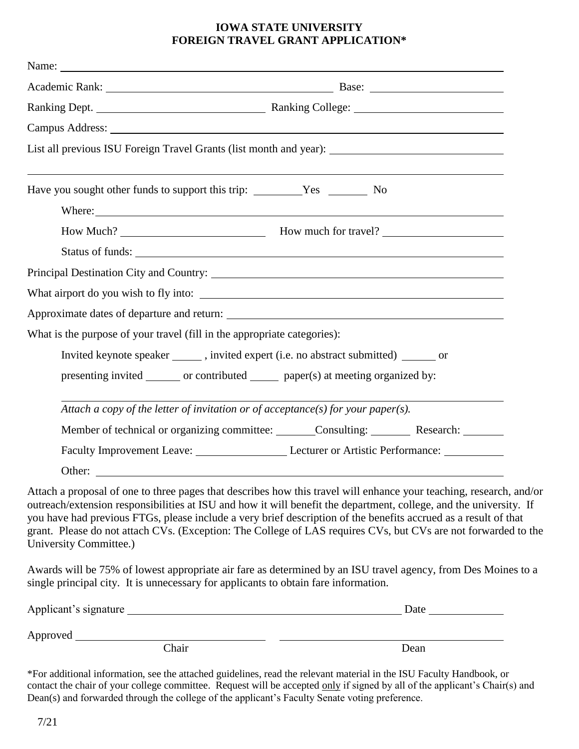# IOWA STATE UNIVERSITY
# FOREIGN TRAVEL GRANT APPLICATION*

Name: ______________________________________________________________

Academic Rank: ______________________________ Base: __________________

Ranking Dept. ______________________ Ranking College: ____________________

Campus Address: _____________________________________________________

List all previous ISU Foreign Travel Grants (list month and year): ______________________

_____________________________________________________________________

Have you sought other funds to support this trip: ________Yes _______ No

Where: _____________________________________________________________

How Much? ____________________ How much for travel? ________________

Status of funds: ______________________________________________________

Principal Destination City and Country: ___________________________________

What airport do you wish to fly into: _____________________________________

Approximate dates of departure and return: _________________________________

What is the purpose of your travel (fill in the appropriate categories):

Invited keynote speaker _____ , invited expert (i.e. no abstract submitted) ______ or

presenting invited ______ or contributed _____ paper(s) at meeting organized by:

_____________________________________________________________________

*Attach a copy of the letter of invitation or of acceptance(s) for your paper(s).*

Member of technical or organizing committee: _______Consulting: _______ Research: _______

Faculty Improvement Leave: ________________ Lecturer or Artistic Performance: __________

Other: ______________________________________________________________

Attach a proposal of one to three pages that describes how this travel will enhance your teaching, research, and/or outreach/extension responsibilities at ISU and how it will benefit the department, college, and the university. If you have had previous FTGs, please include a very brief description of the benefits accrued as a result of that grant. Please do not attach CVs. (Exception: The College of LAS requires CVs, but CVs are not forwarded to the University Committee.)

Awards will be 75% of lowest appropriate air fare as determined by an ISU travel agency, from Des Moines to a single principal city. It is unnecessary for applicants to obtain fare information.

Applicant's signature ____________________________________________ Date ____________

Approved ________________________________ ________________________________________

Chair Dean

*For additional information, see the attached guidelines, read the relevant material in the ISU Faculty Handbook, or contact the chair of your college committee. Request will be accepted only if signed by all of the applicant's Chair(s) and Dean(s) and forwarded through the college of the applicant's Faculty Senate voting preference.

7/21